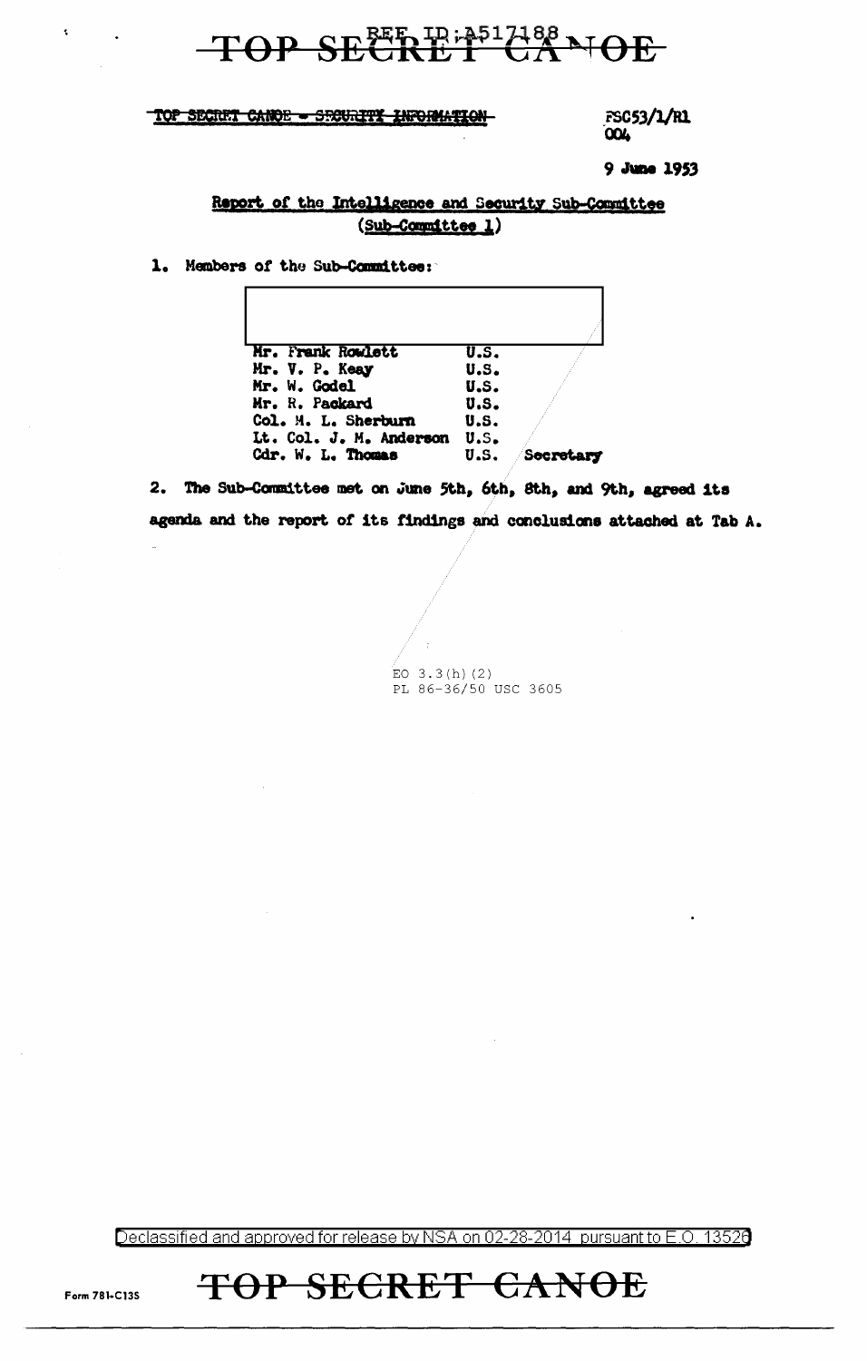TOP SECRET CANOE - SECURITY INFORMATION

FSC53/1/R1
004

9 June 1953

## Report of the Intelligence and Security Sub-Committee
## (Sub-Committee 1)

1. Members of the Sub-Committee:

| | | |
|---|---|---|
| Mr. Frank Rowlett | U.S. | |
| Mr. V. P. Keay | U.S. | |
| Mr. W. Godel | U.S. | |
| Mr. R. Packard | U.S. | |
| Col. M. L. Sherburn | U.S. | |
| Lt. Col. J. M. Anderson | U.S. | |
| Cdr. W. L. Thomas | U.S. | Secretary |

2. The Sub-Committee met on June 5th, 6th, 8th, and 9th, agreed its agenda and the report of its findings and conclusions attached at Tab A.

EO 3.3(h)(2)
PL 86-36/50 USC 3605

Declassified and approved for release by NSA on 02-28-2014 pursuant to E.O. 13526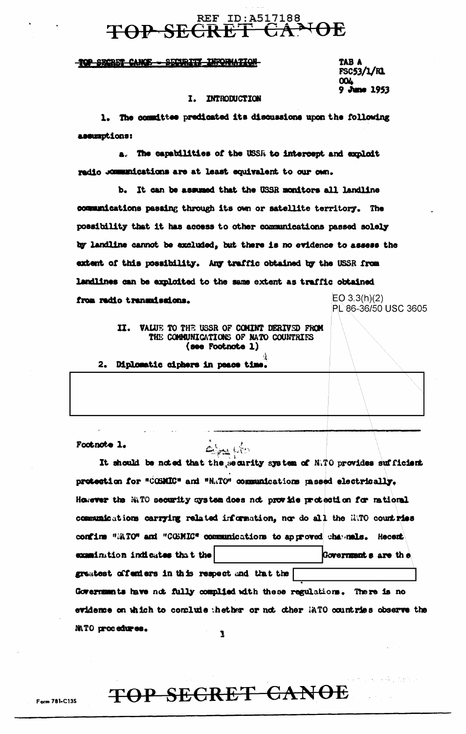TOP SECRET CANOE - SECURITY INFORMATION

TAB A
FSC53/1/R1
004
9 June 1953

## I. INTRODUCTION

1. The committee predicated its discussions upon the following assumptions:

   a. The capabilities of the USSR to intercept and exploit radio communications are at least equivalent to our own.

   b. It can be assumed that the USSR monitors all landline communications passing through its own or satellite territory. The possibility that it has access to other communications passed solely by landline cannot be excluded, but there is no evidence to assess the extent of this possibility. Any traffic obtained by the USSR from landlines can be exploited to the same extent as traffic obtained from radio transmissions.

EO 3.3(h)(2)
PL 86-36/50 USC 3605

## II. VALUE TO THE USSR OF COMINT DERIVED FROM THE COMMUNICATIONS OF NATO COUNTRIES (see Footnote 1)

2. Diplomatic ciphers in peace time.

[redacted]

---

Footnote 1.

It should be noted that the security system of NATO provides sufficient protection for "COSMIC" and "NATO" communications passed electrically. However the NATO security system does not provide protection for national communications carrying related information, nor do all the NATO countries confine "NATO" and "COSMIC" communications to approved channels. Recent examination indicates that the [redacted] Governments are the greatest offenders in this respect and that the [redacted] Governments have not fully complied with these regulations. There is no evidence on which to conclude whether or not other NATO countries observe the NATO procedures.

Form 781-C13S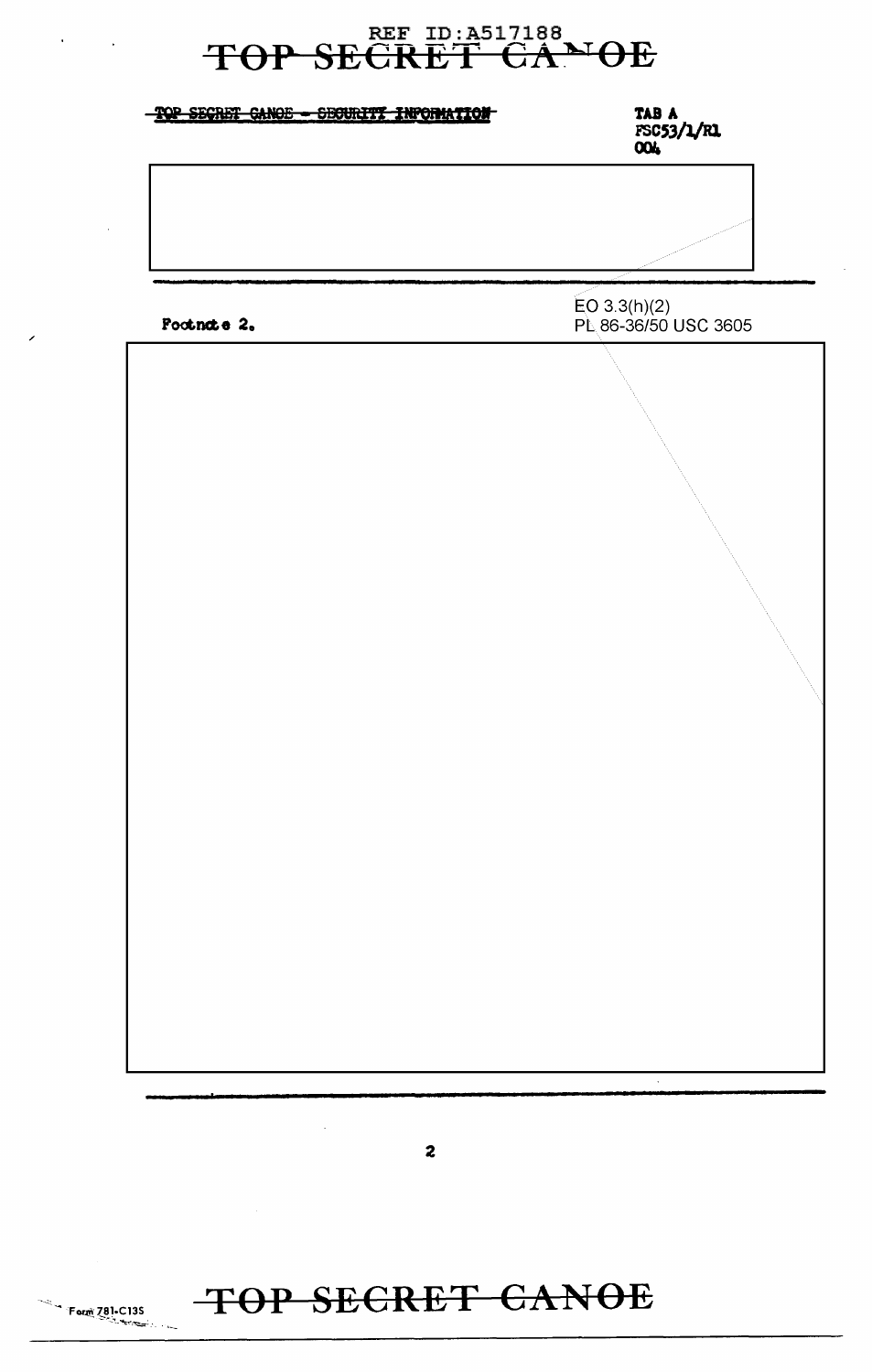~~TOP SECRET CANOE - SECURITY INFORMATION~~

TAB A
FSC53/1/R1
004

EO 3.3(h)(2)
PL 86-36/50 USC 3605

Footnote 2.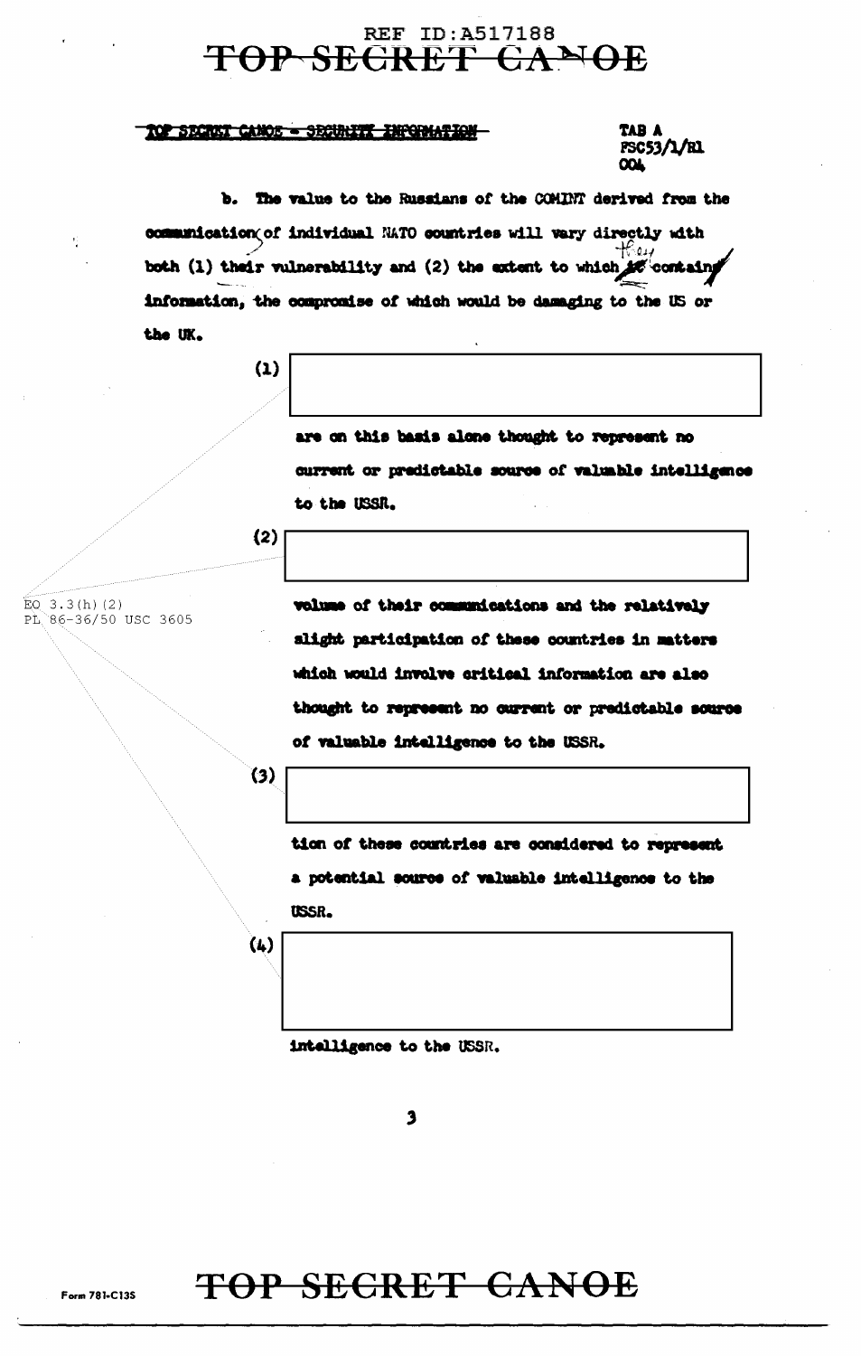TOP SECRET CANOE - SECURITY INFORMATION

TAB A
FSC53/1/R1
004

b. The value to the Russians of the COMINT derived from the communication of individual NATO countries will vary directly with both (1) their vulnerability and (2) the extent to which they contain information, the compromise of which would be damaging to the US or the UK.

(1) [redacted] are on this basis alone thought to represent no current or predictable source of valuable intelligence to the USSR.

(2) [redacted] volume of their communications and the relatively slight participation of these countries in matters which would involve critical information are also thought to represent no current or predictable source of valuable intelligence to the USSR.

(3) [redacted] tion of these countries are considered to represent a potential source of valuable intelligence to the USSR.

(4) [redacted] intelligence to the USSR.

EO 3.3(h)(2)
PL 86-36/50 USC 3605

Form 781-C13S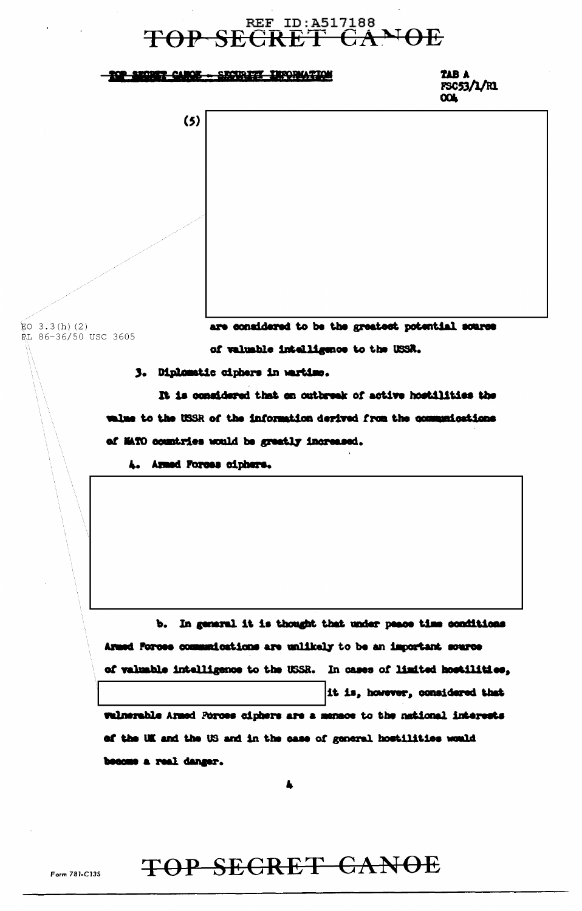TOP SECRET CANOE - SECURITY INFORMATION

TAB A
FSC53/1/R1
004

(5)

EO 3.3(h)(2)
PL 86-36/50 USC 3605

are considered to be the greatest potential source of valuable intelligence to the USSR.

3. Diplomatic ciphers in wartime.

It is considered that on outbreak of active hostilities the value to the USSR of the information derived from the communications of NATO countries would be greatly increased.

4. Armed Forces ciphers.

b. In general it is thought that under peace time conditions Armed Forces communications are unlikely to be an important source of valuable intelligence to the USSR. In cases of limited hostilities, it is, however, considered that vulnerable Armed Forces ciphers are a menace to the national interests of the UK and the US and in the case of general hostilities would become a real danger.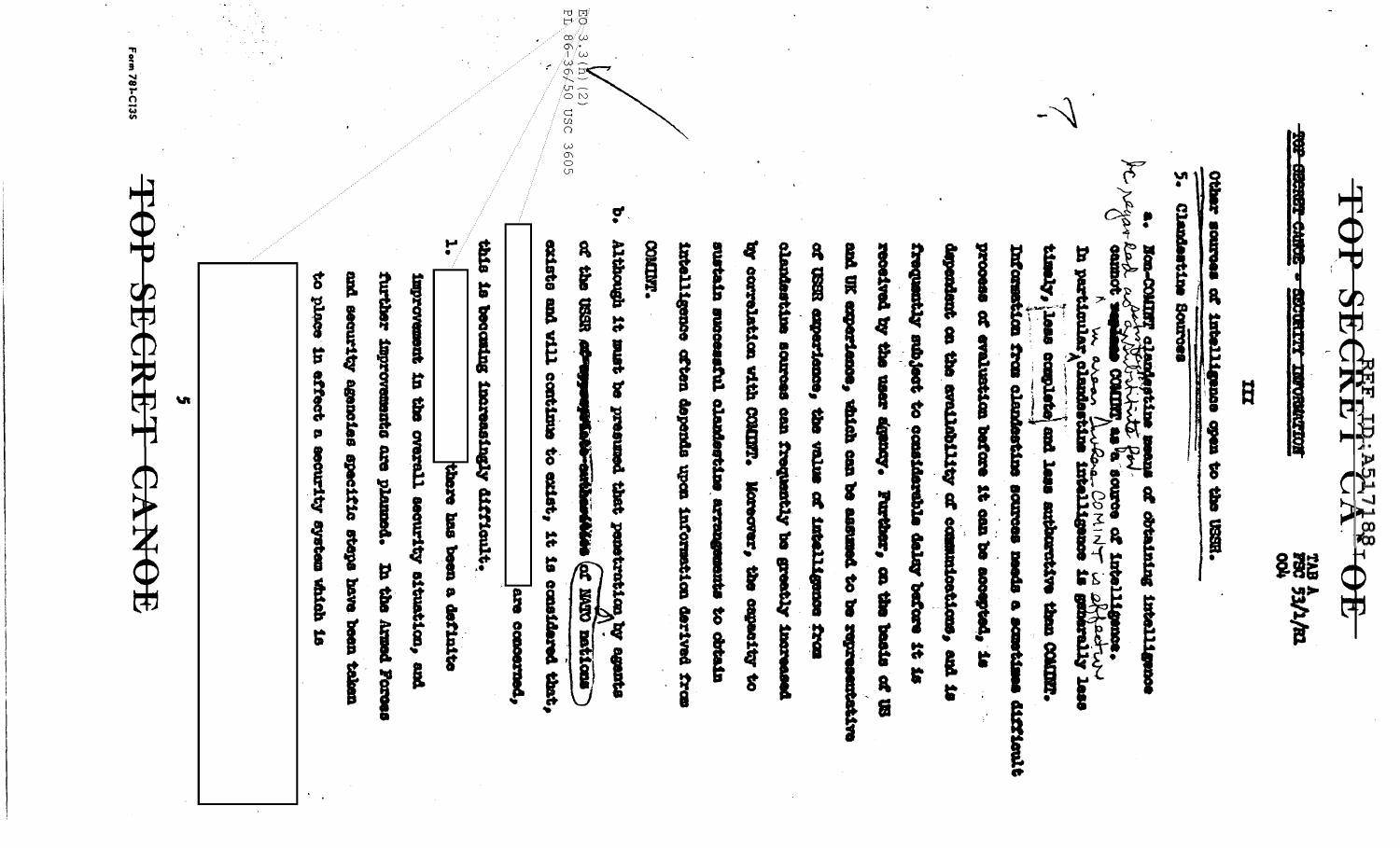TOP SECRET CANOE

REF ID:A517188

TAB A
NSC 53/1/RL
004

TOP SECRET CANOE - SECURITY INFORMATION

III

Other sources of intelligence open to the USSR.

5. Clandestine Sources

a. Non-COMINT clandestine means of obtaining intelligence cannot ~~replace~~ COMINT as a source of intelligence. [handwritten: be regarded as a substitute for] In particular, [handwritten: in areas where COMINT is effective] clandestine intelligence is generally less timely, less complete and less authoritative than COMINT. Information from clandestine sources needs a sometimes difficult process of evaluation before it can be accepted, is dependent on the availability of communications, and is frequently subject to considerable delay before it is received by the user agency. Further, on the basis of US and UK experience, which can be assumed to be representative of USSR experience, the value of intelligence from clandestine sources can frequently be greatly increased by correlation with COMINT. Moreover, the capacity to sustain successful clandestine arrangements to obtain intelligence often depends upon information derived from COMINT.

b. Although it must be presumed that penetration by agents of the USSR ~~of appropriate authorities~~ [handwritten: of NATO nations] exists and will continue to exist, it is considered that, [REDACTED] are concerned, this is becoming increasingly difficult.

1. [REDACTED] there has been a definite improvement in the overall security situation, and further improvements are planned. In the Armed Forces and security agencies specific steps have been taken to place in effect a security system which is

[REDACTED]

EO 3.3(h)(2)
PL 86-36/50 USC 3605

TOP SECRET CANOE

Form 781-C13S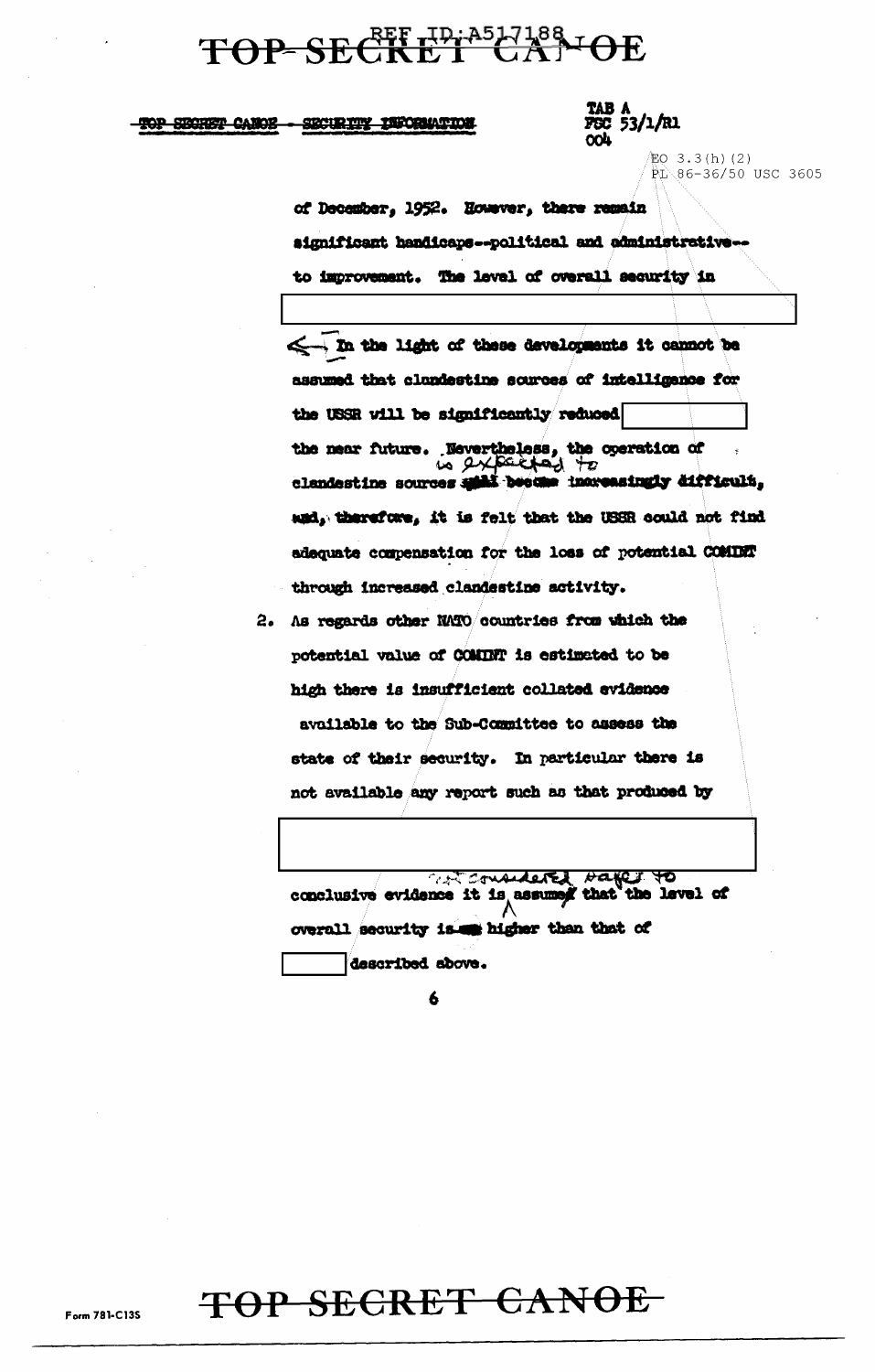TOP SECRET CANOE - SECURITY INFORMATION

TAB A
FSC 53/1/R1
004

EO 3.3(h)(2)
PL 86-36/50 USC 3605

of December, 1952. However, there remain significant handicaps--political and administrative--to improvement. The level of overall security in

In the light of these developments it cannot be assumed that clandestine sources of intelligence for the USSR will be significantly reduced the near future. Nevertheless, the operation of clandestine sources is expected to become increasingly difficult, and, therefore, it is felt that the USSR could not find adequate compensation for the loss of potential COMINT through increased clandestine activity.

2. As regards other NATO countries from which the potential value of COMINT is estimated to be high there is insufficient collated evidence available to the Sub-Committee to assess the state of their security. In particular there is not available any report such as that produced by

conclusive evidence it is not considered safe to assume that the level of overall security is higher than that of described above.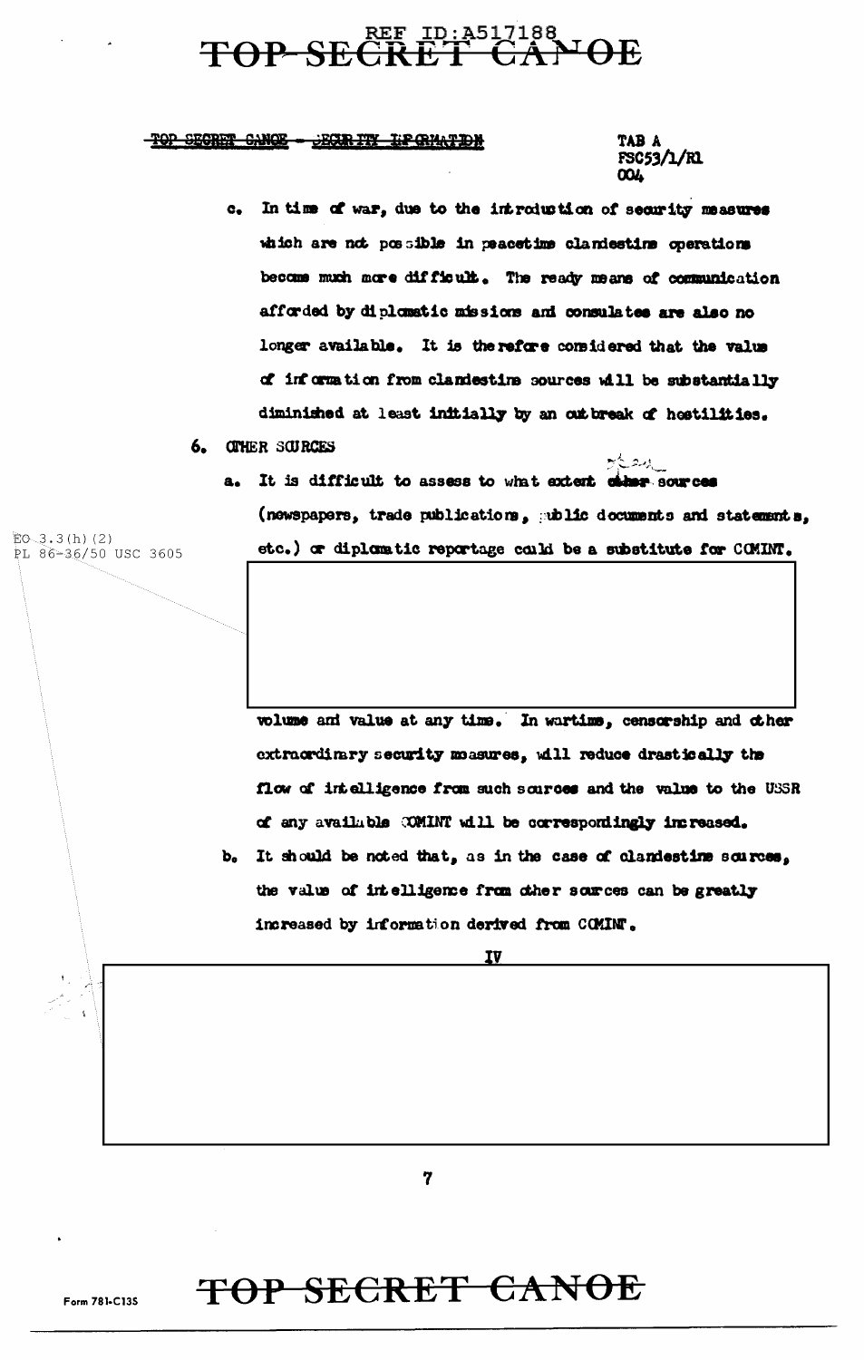TOP SECRET CANOE - SECURITY INFORMATION

TAB A
FSC53/1/R1
004

c. In time of war, due to the introduction of security measures which are not possible in peacetime clandestine operations become much more difficult. The ready means of communication afforded by diplomatic missions and consulates are also no longer available. It is therefore considered that the value of information from clandestine sources will be substantially diminished at least initially by an outbreak of hostilities.

6. OTHER SOURCES

a. It is difficult to assess to what extent other sources (newspapers, trade publications, public documents and statements, etc.) or diplomatic reportage could be a substitute for COMINT.

EO 3.3(h)(2)
PL 86-36/50 USC 3605

volume and value at any time. In wartime, censorship and other extraordinary security measures, will reduce drastically the flow of intelligence from such sources and the value to the USSR of any available COMINT will be correspondingly increased.

b. It should be noted that, as in the case of clandestine sources, the value of intelligence from other sources can be greatly increased by information derived from COMINT.

IV

Form 781-C13S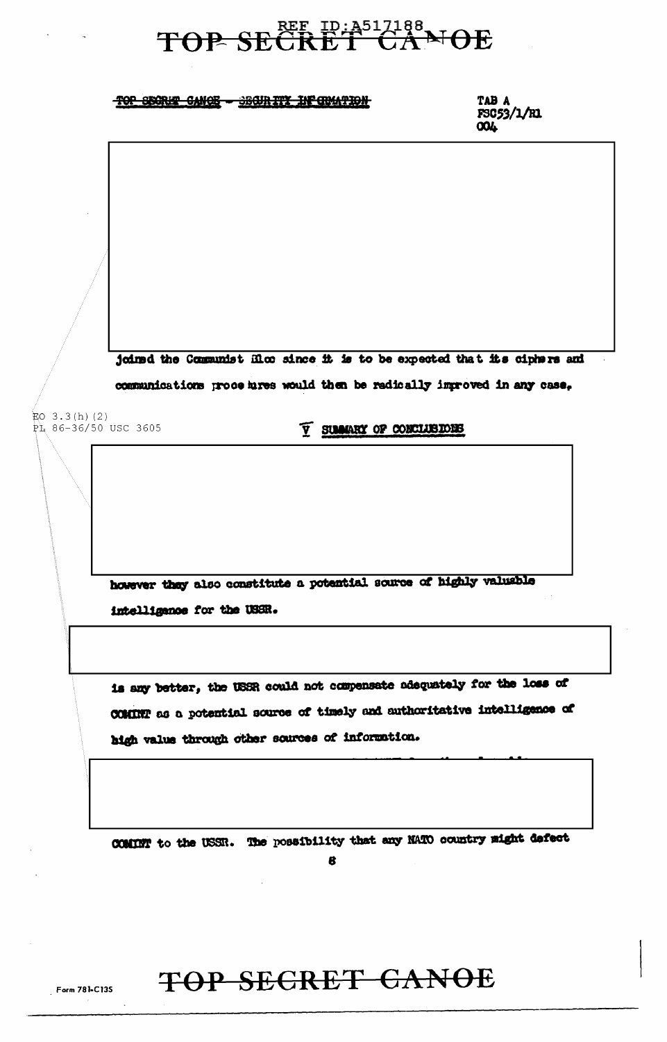~~TOP SECRET CANOE - SECURITY INFORMATION~~

TAB A
FSC53/1/R1
004

joined the Communist Bloc since it is to be expected that its ciphers and communications procedures would then be radically improved in any case.

EO 3.3(h)(2)
PL 86-36/50 USC 3605

## V SUMMARY OF CONCLUSIONS

however they also constitute a potential source of highly valuable intelligence for the USSR.

is any better, the USSR could not compensate adequately for the loss of COMINT as a potential source of timely and authoritative intelligence of high value through other sources of information.

COMINT to the USSR. The possibility that any NATO country might defect

Form 781-C13S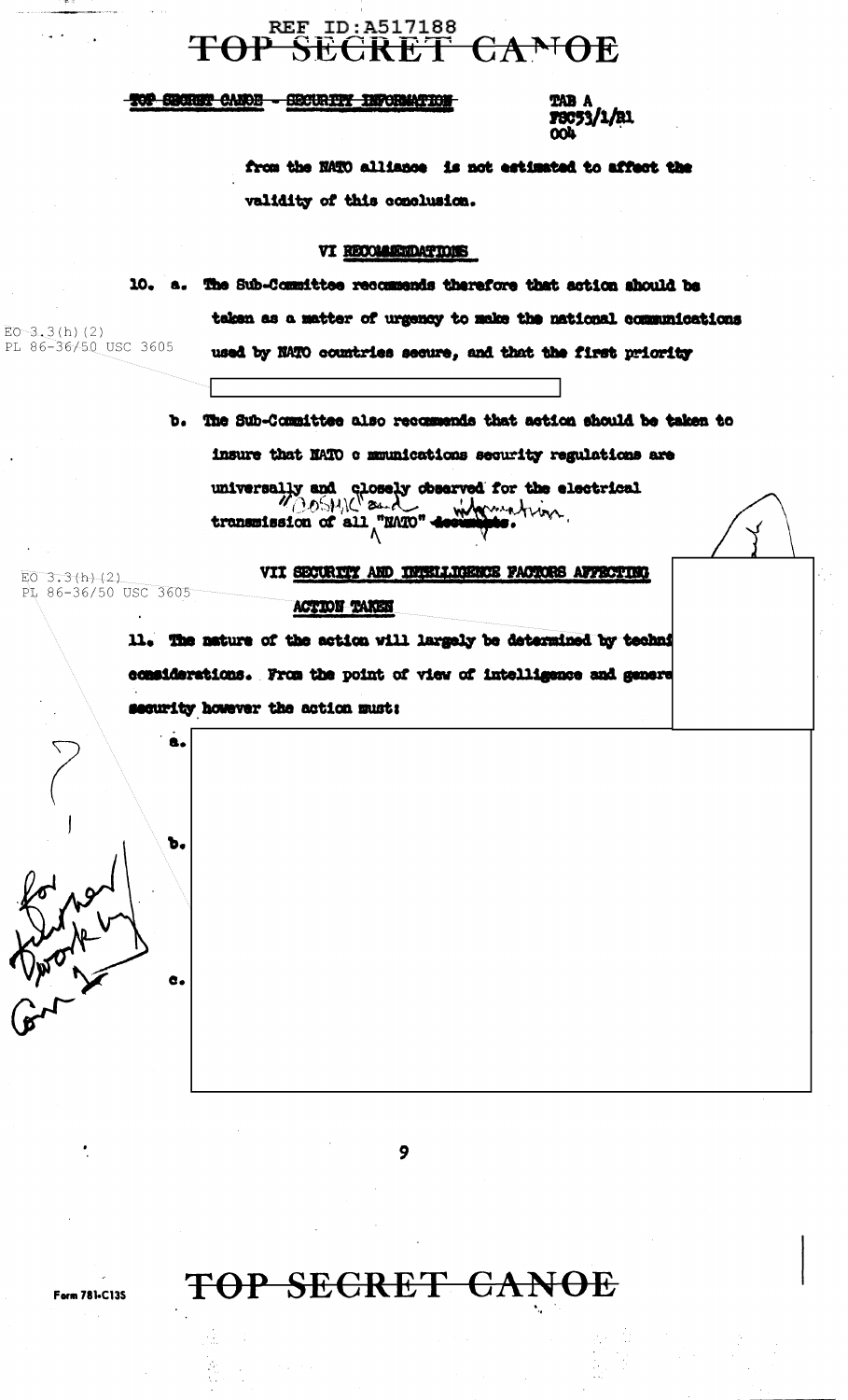TOP SECRET CANOE - SECURITY INFORMATION

TAB A
FSC53/1/R1
004

from the NATO alliance is not estimated to affect the validity of this conclusion.

## VI RECOMMENDATIONS

10\. a. The Sub-Committee recommends therefore that action should be taken as a matter of urgency to make the national communications used by NATO countries secure, and that the first priority

EO 3.3(h)(2)
PL 86-36/50 USC 3605

b\. The Sub-Committee also recommends that action should be taken to insure that NATO communications security regulations are universally and closely observed for the electrical transmission of all "COSMIC" and "NATO" information.

## VII SECURITY AND INTELLIGENCE FACTORS AFFECTING ACTION TAKEN

EO 3.3(h)(2)
PL 86-36/50 USC 3605

11\. The nature of the action will largely be determined by technical considerations. From the point of view of intelligence and general security however the action must:

a.

b.

c.

For further work by Com 1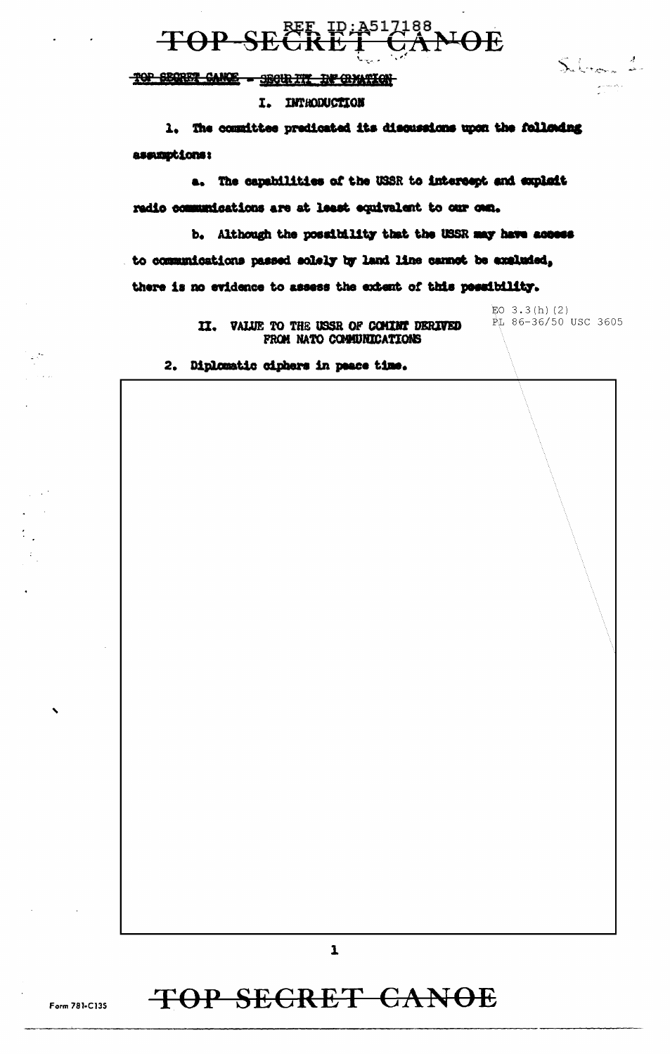TOP SECRET CANOE - SECURITY INFORMATION

## I. INTRODUCTION

1. The committee predicated its discussions upon the following assumptions:

a. The capabilities of the USSR to intercept and exploit radio communications are at least equivalent to our own.

b. Although the possibility that the USSR may have access to communications passed solely by land line cannot be excluded, there is no evidence to assess the extent of this possibility.

EO 3.3(h)(2)
PL 86-36/50 USC 3605

## II. VALUE TO THE USSR OF COMINT DERIVED FROM NATO COMMUNICATIONS

2. Diplomatic ciphers in peace time.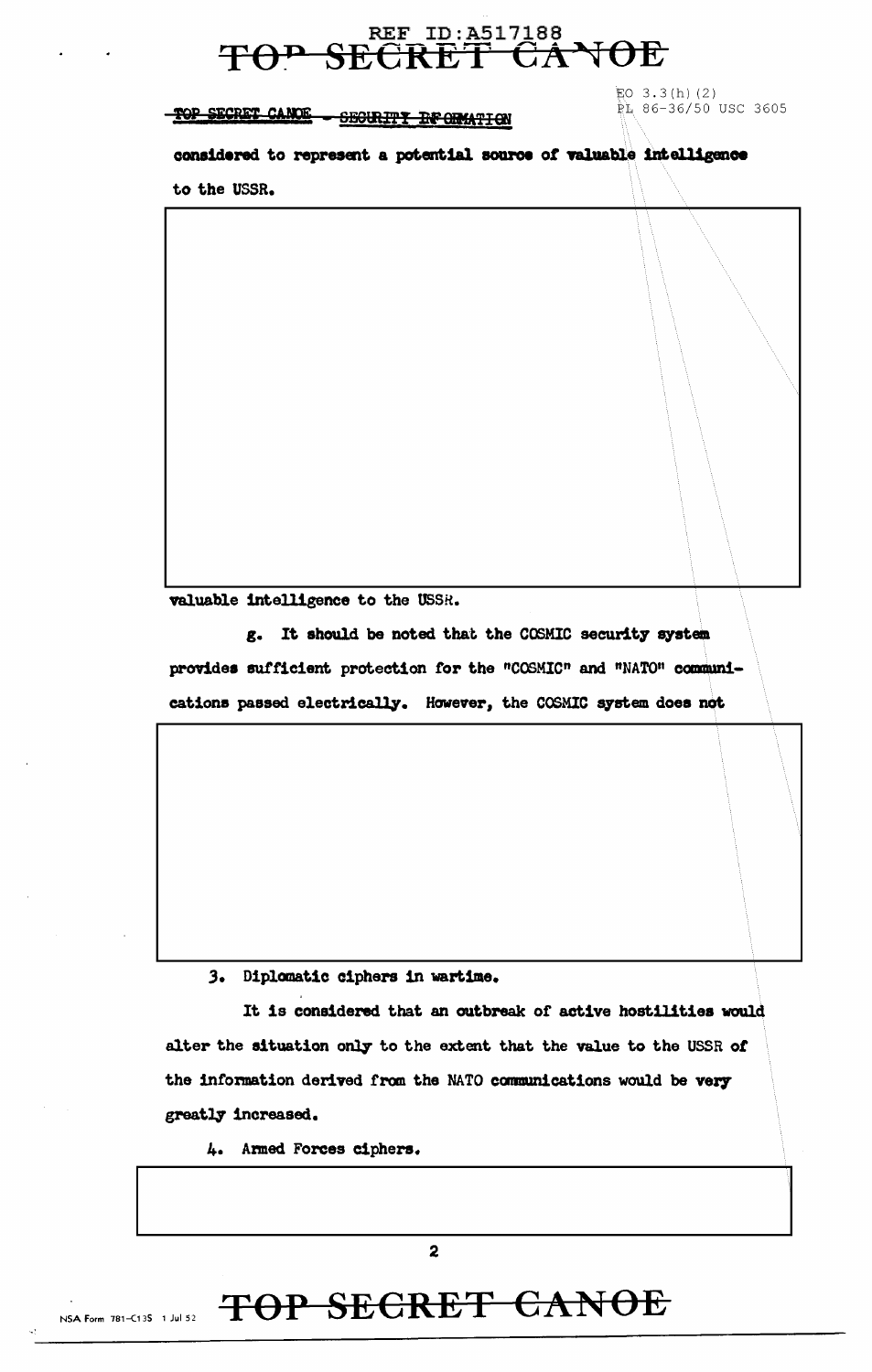considered to represent a potential source of valuable intelligence to the USSR.

valuable intelligence to the USSR.

g. It should be noted that the COSMIC security system provides sufficient protection for the "COSMIC" and "NATO" communications passed electrically. However, the COSMIC system does not

3. Diplomatic ciphers in wartime.

It is considered that an outbreak of active hostilities would alter the situation only to the extent that the value to the USSR of the information derived from the NATO communications would be very greatly increased.

4. Armed Forces ciphers.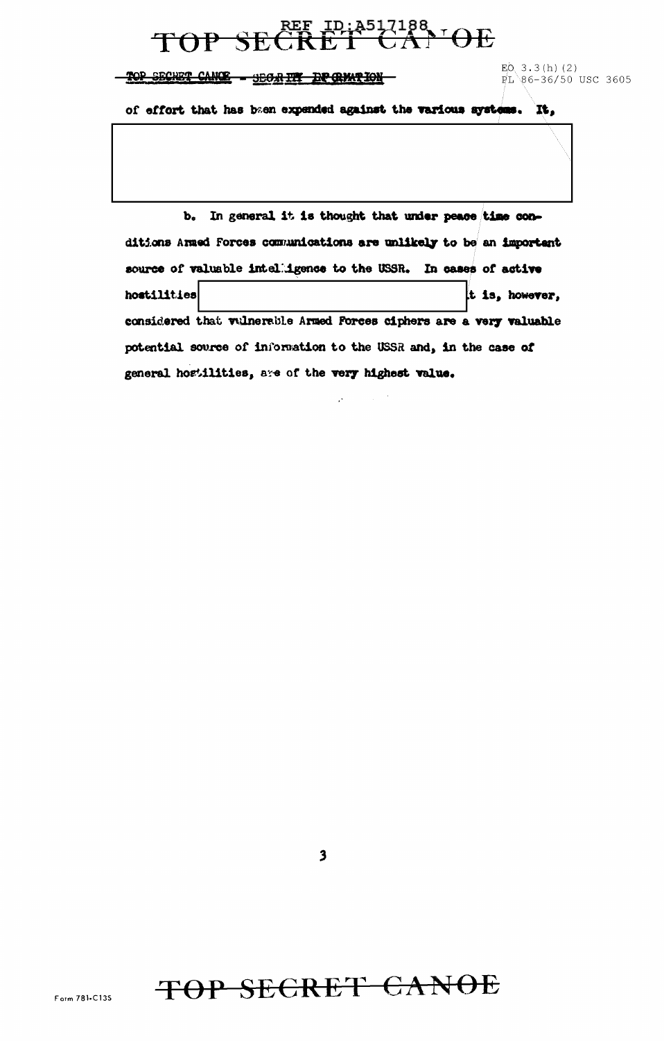of effort that has been expended against the various systems. It,

b. In general it is thought that under peace time conditions Armed Forces communications are unlikely to be an important source of valuable intelligence to the USSR. In cases of active hostilities [redacted] it is, however, considered that vulnerable Armed Forces ciphers are a very valuable potential source of information to the USSR and, in the case of general hostilities, are of the very highest value.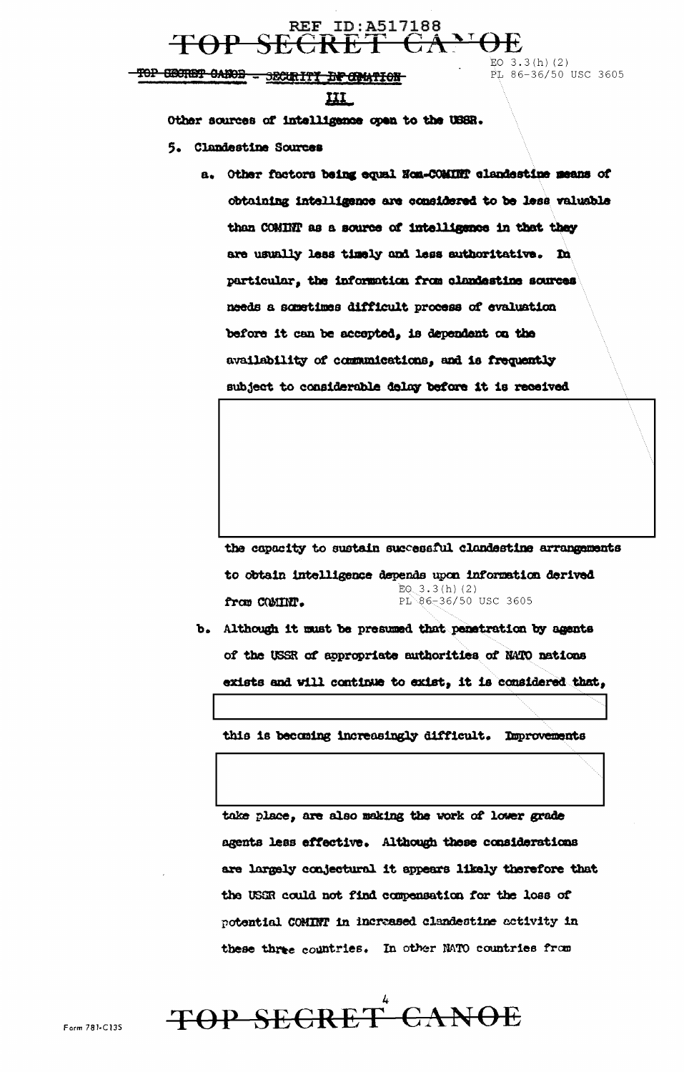TOP SECRET CANOE - SECURITY INFORMATION

EO 3.3(h)(2)
PL 86-36/50 USC 3605

## III

Other sources of intelligence open to the USSR.

5. Clandestine Sources

   a. Other factors being equal Non-COMINT clandestine means of obtaining intelligence are considered to be less valuable than COMINT as a source of intelligence in that they are usually less timely and less authoritative. In particular, the information from clandestine sources needs a sometimes difficult process of evaluation before it can be accepted, is dependent on the availability of communications, and is frequently subject to considerable delay before it is received

   [redacted]

   the capacity to sustain successful clandestine arrangements to obtain intelligence depends upon information derived from COMINT.

   EO 3.3(h)(2)
   PL 86-36/50 USC 3605

   b. Although it must be presumed that penetration by agents of the USSR of appropriate authorities of NATO nations exists and will continue to exist, it is considered that,

   [redacted]

   this is becoming increasingly difficult. Improvements

   [redacted]

   take place, are also making the work of lower grade agents less effective. Although these considerations are largely conjectural it appears likely therefore that the USSR could not find compensation for the loss of potential COMINT in increased clandestine activity in these three countries. In other NATO countries from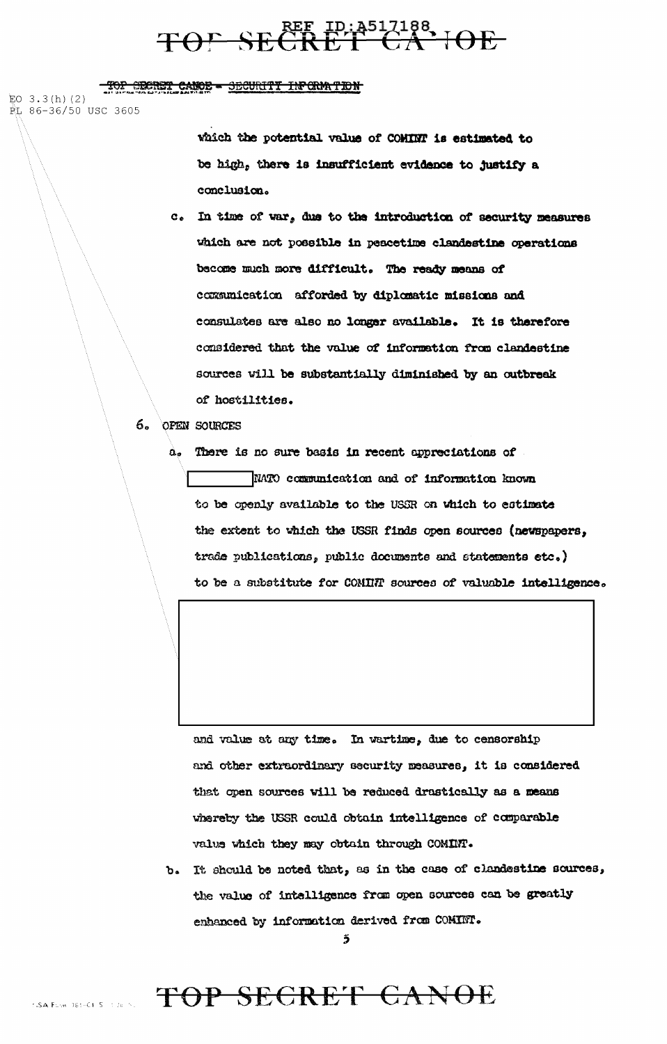which the potential value of COMINT is estimated to be high, there is insufficient evidence to justify a conclusion.

c. In time of war, due to the introduction of security measures which are not possible in peacetime clandestine operations become much more difficult. The ready means of communication afforded by diplomatic missions and consulates are also no longer available. It is therefore considered that the value of information from clandestine sources will be substantially diminished by an outbreak of hostilities.

6. OPEN SOURCES

a. There is no sure basis in recent appreciations of [ ] NATO communication and of information known to be openly available to the USSR on which to estimate the extent to which the USSR finds open sources (newspapers, trade publications, public documents and statements etc.) to be a substitute for COMINT sources of valuable intelligence.

[ ]

and value at any time. In wartime, due to censorship and other extraordinary security measures, it is considered that open sources will be reduced drastically as a means whereby the USSR could obtain intelligence of comparable value which they may obtain through COMINT.

b. It should be noted that, as in the case of clandestine sources, the value of intelligence from open sources can be greatly enhanced by information derived from COMINT.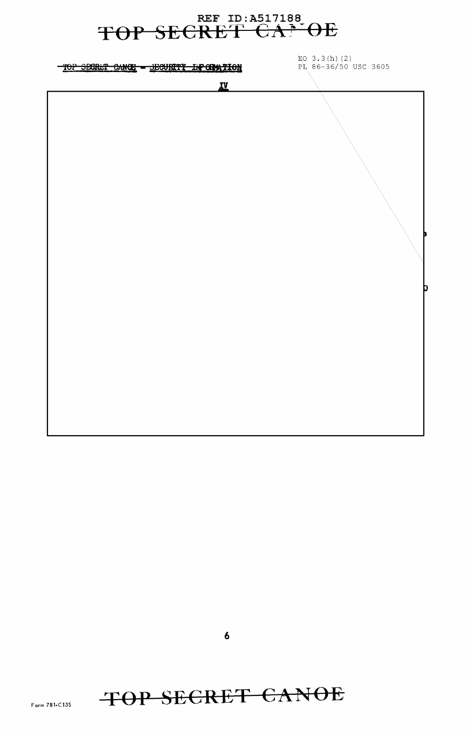REF ID:A517188

TOP SECRET CANOE

TOP SECRET CANOE - SECURITY INFORMATION

EO 3.3(h)(2)
PL 86-36/50 USC 3605

IV

TOP SECRET CANOE

Form 781-C13S